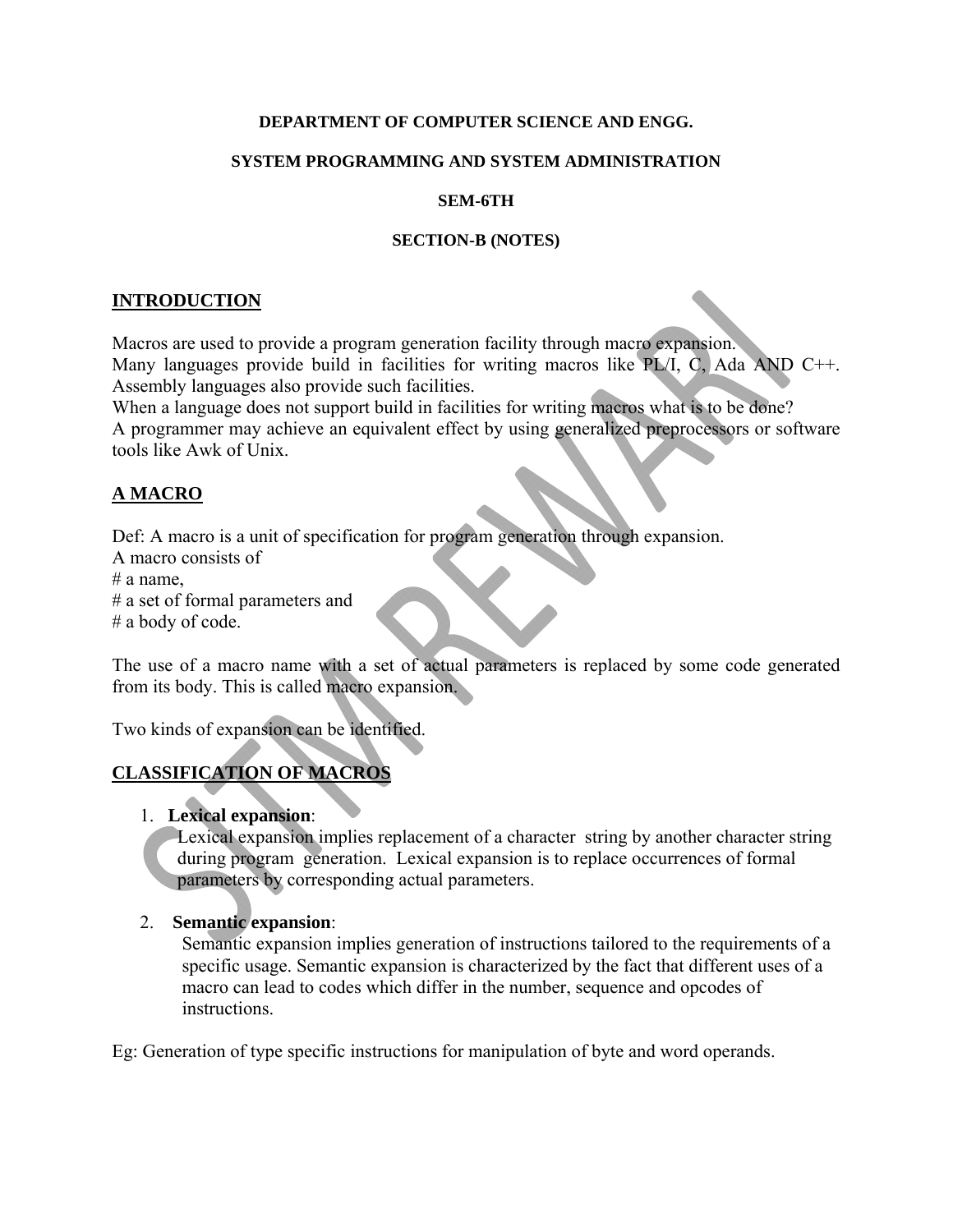**DEPARTMENT OF COMPUTER SCIENCE AND ENGG.**

**SYSTEM PROGRAMMING AND SYSTEM ADMINISTRATION**

**SEM-6TH**

**SECTION-B (NOTES)**

## INTRODUCTION

Macros are used to provide a program generation facility through macro expansion.
Many languages provide build in facilities for writing macros like PL/I, C, Ada AND C++. Assembly languages also provide such facilities.
When a language does not support build in facilities for writing macros what is to be done?
A programmer may achieve an equivalent effect by using generalized preprocessors or software tools like Awk of Unix.

## A MACRO

Def: A macro is a unit of specification for program generation through expansion.
A macro consists of
# a name,
# a set of formal parameters and
# a body of code.

The use of a macro name with a set of actual parameters is replaced by some code generated from its body. This is called macro expansion.

Two kinds of expansion can be identified.

## CLASSIFICATION OF MACROS

1. **Lexical expansion**:
   Lexical expansion implies replacement of a character string by another character string during program generation. Lexical expansion is to replace occurrences of formal parameters by corresponding actual parameters.

2. **Semantic expansion**:
   Semantic expansion implies generation of instructions tailored to the requirements of a specific usage. Semantic expansion is characterized by the fact that different uses of a macro can lead to codes which differ in the number, sequence and opcodes of instructions.

Eg: Generation of type specific instructions for manipulation of byte and word operands.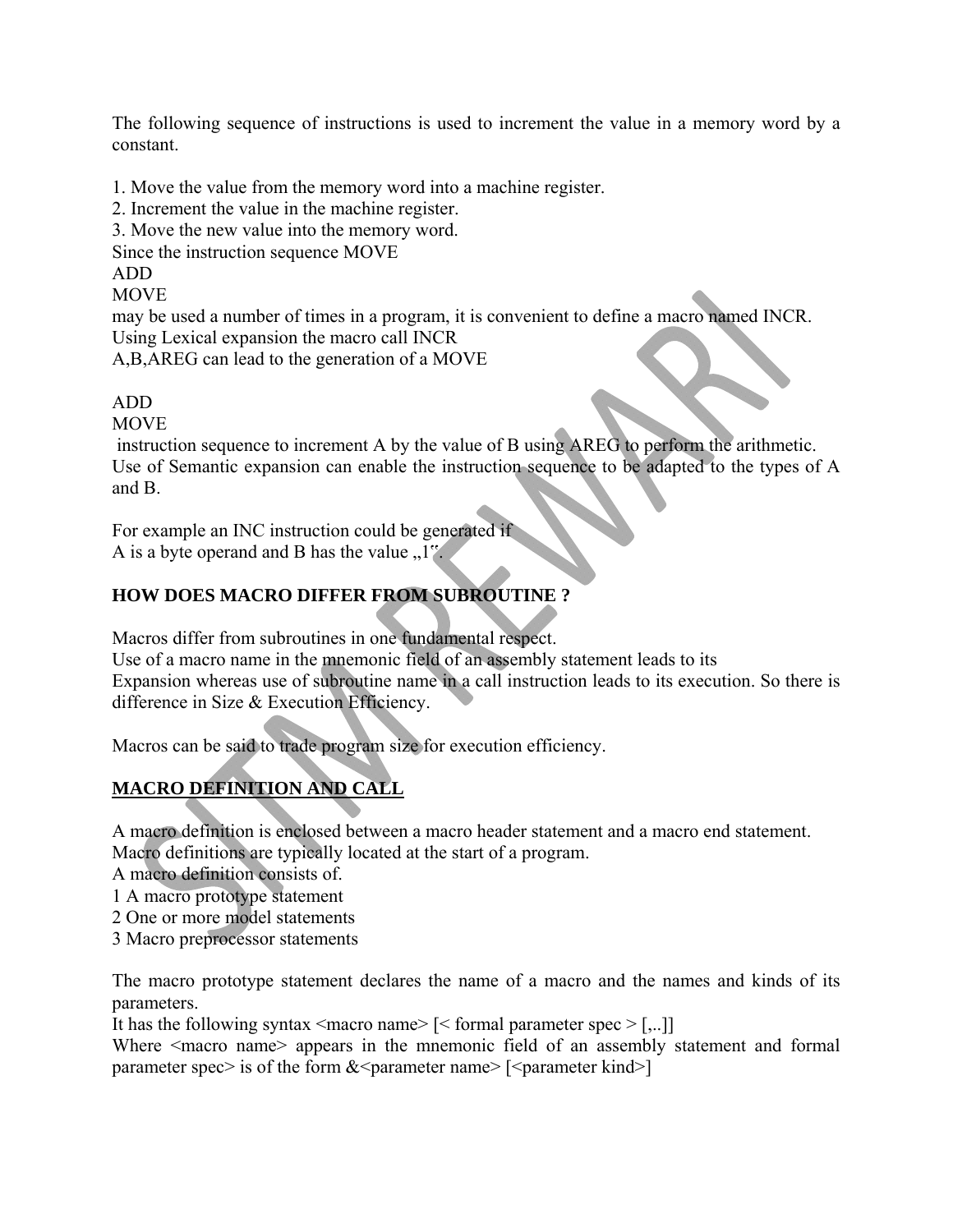The following sequence of instructions is used to increment the value in a memory word by a constant.

1. Move the value from the memory word into a machine register.
2. Increment the value in the machine register.
3. Move the new value into the memory word.

Since the instruction sequence MOVE
ADD
MOVE
may be used a number of times in a program, it is convenient to define a macro named INCR.
Using Lexical expansion the macro call INCR
A,B,AREG can lead to the generation of a MOVE

ADD
MOVE
instruction sequence to increment A by the value of B using AREG to perform the arithmetic.
Use of Semantic expansion can enable the instruction sequence to be adapted to the types of A and B.

For example an INC instruction could be generated if
A is a byte operand and B has the value „1‟.

**HOW DOES MACRO DIFFER FROM SUBROUTINE ?**

Macros differ from subroutines in one fundamental respect.
Use of a macro name in the mnemonic field of an assembly statement leads to its
Expansion whereas use of subroutine name in a call instruction leads to its execution. So there is difference in Size & Execution Efficiency.

Macros can be said to trade program size for execution efficiency.

**MACRO DEFINITION AND CALL**

A macro definition is enclosed between a macro header statement and a macro end statement.
Macro definitions are typically located at the start of a program.
A macro definition consists of.
1 A macro prototype statement
2 One or more model statements
3 Macro preprocessor statements

The macro prototype statement declares the name of a macro and the names and kinds of its parameters.
It has the following syntax <macro name> [< formal parameter spec > [,..]]
Where <macro name> appears in the mnemonic field of an assembly statement and formal parameter spec> is of the form &<parameter name> [<parameter kind>]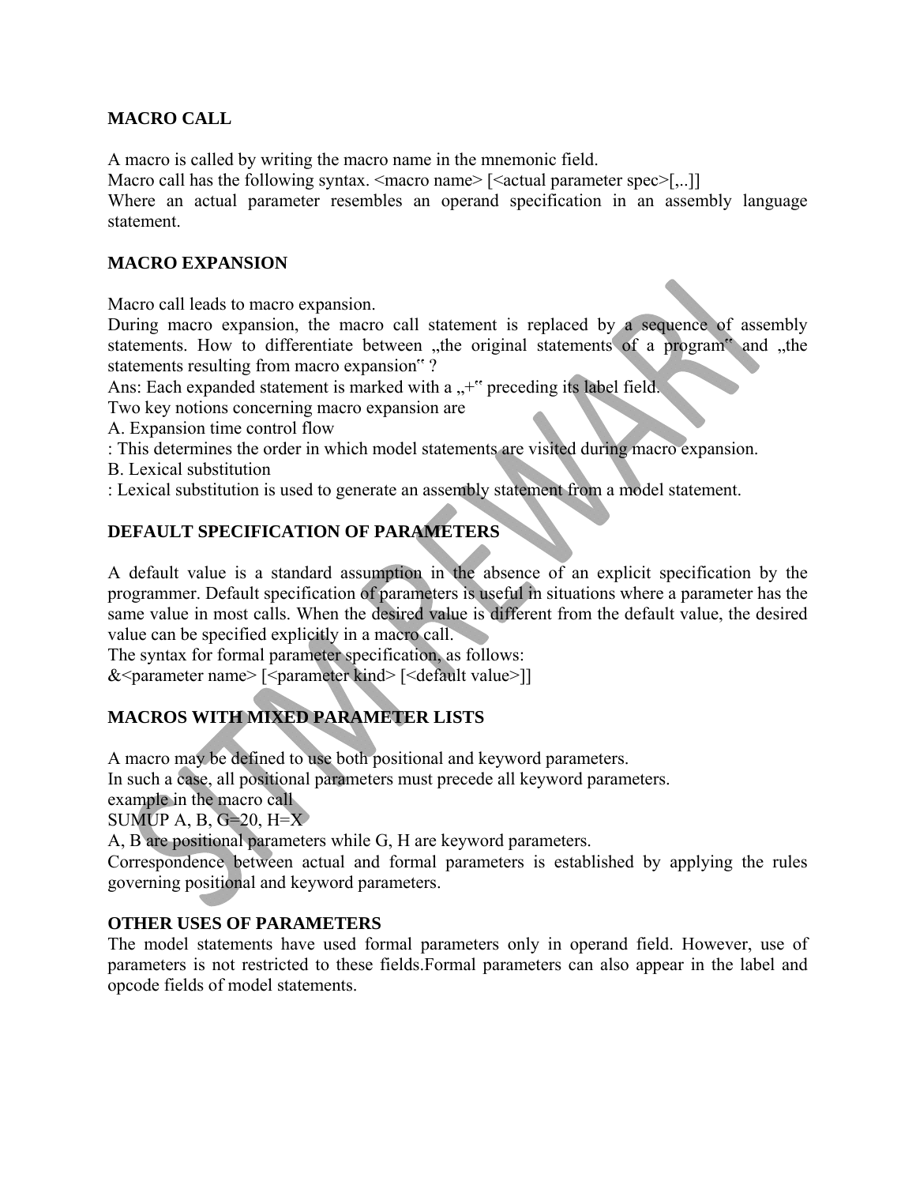## MACRO CALL

A macro is called by writing the macro name in the mnemonic field.
Macro call has the following syntax. <macro name> [<actual parameter spec>[,..]]
Where an actual parameter resembles an operand specification in an assembly language statement.

## MACRO EXPANSION

Macro call leads to macro expansion.
During macro expansion, the macro call statement is replaced by a sequence of assembly statements. How to differentiate between „the original statements of a program" and „the statements resulting from macro expansion" ?
Ans: Each expanded statement is marked with a „+" preceding its label field.
Two key notions concerning macro expansion are
A. Expansion time control flow
: This determines the order in which model statements are visited during macro expansion.
B. Lexical substitution
: Lexical substitution is used to generate an assembly statement from a model statement.

## DEFAULT SPECIFICATION OF PARAMETERS

A default value is a standard assumption in the absence of an explicit specification by the programmer. Default specification of parameters is useful in situations where a parameter has the same value in most calls. When the desired value is different from the default value, the desired value can be specified explicitly in a macro call.
The syntax for formal parameter specification, as follows:
&<parameter name> [<parameter kind> [<default value>]]

## MACROS WITH MIXED PARAMETER LISTS

A macro may be defined to use both positional and keyword parameters.
In such a case, all positional parameters must precede all keyword parameters.
example in the macro call
SUMUP A, B, G=20, H=X
A, B are positional parameters while G, H are keyword parameters.
Correspondence between actual and formal parameters is established by applying the rules governing positional and keyword parameters.

## OTHER USES OF PARAMETERS

The model statements have used formal parameters only in operand field. However, use of parameters is not restricted to these fields.Formal parameters can also appear in the label and opcode fields of model statements.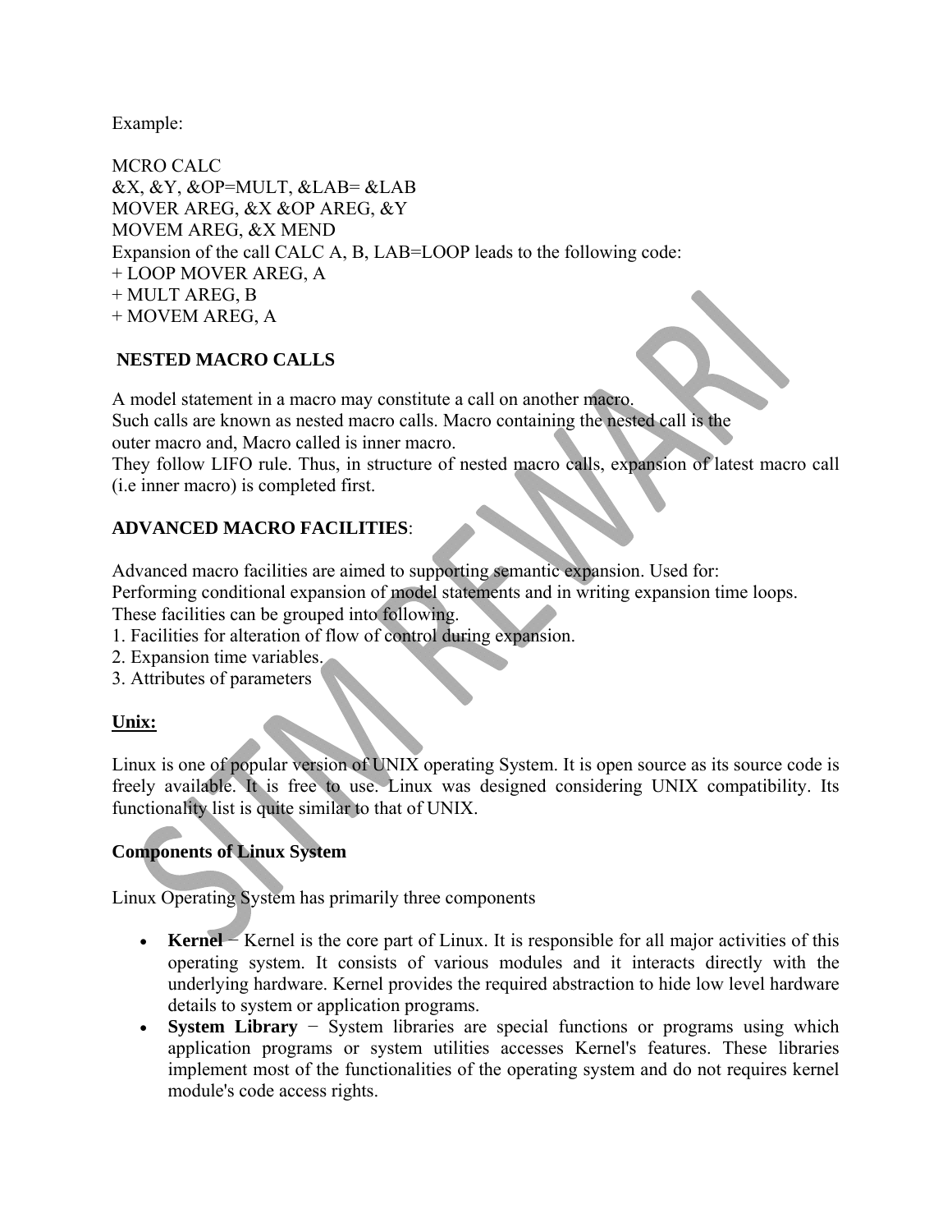Example:

MCRO CALC
&X, &Y, &OP=MULT, &LAB= &LAB
MOVER AREG, &X &OP AREG, &Y
MOVEM AREG, &X MEND
Expansion of the call CALC A, B, LAB=LOOP leads to the following code:
+ LOOP MOVER AREG, A
+ MULT AREG, B
+ MOVEM AREG, A

**NESTED MACRO CALLS**

A model statement in a macro may constitute a call on another macro.
Such calls are known as nested macro calls. Macro containing the nested call is the outer macro and, Macro called is inner macro.
They follow LIFO rule. Thus, in structure of nested macro calls, expansion of latest macro call (i.e inner macro) is completed first.

**ADVANCED MACRO FACILITIES**:

Advanced macro facilities are aimed to supporting semantic expansion. Used for:
Performing conditional expansion of model statements and in writing expansion time loops.
These facilities can be grouped into following.

1. Facilities for alteration of flow of control during expansion.
2. Expansion time variables.
3. Attributes of parameters

**Unix:**

Linux is one of popular version of UNIX operating System. It is open source as its source code is freely available. It is free to use. Linux was designed considering UNIX compatibility. Its functionality list is quite similar to that of UNIX.

**Components of Linux System**

Linux Operating System has primarily three components

- **Kernel** − Kernel is the core part of Linux. It is responsible for all major activities of this operating system. It consists of various modules and it interacts directly with the underlying hardware. Kernel provides the required abstraction to hide low level hardware details to system or application programs.
- **System Library** − System libraries are special functions or programs using which application programs or system utilities accesses Kernel's features. These libraries implement most of the functionalities of the operating system and do not requires kernel module's code access rights.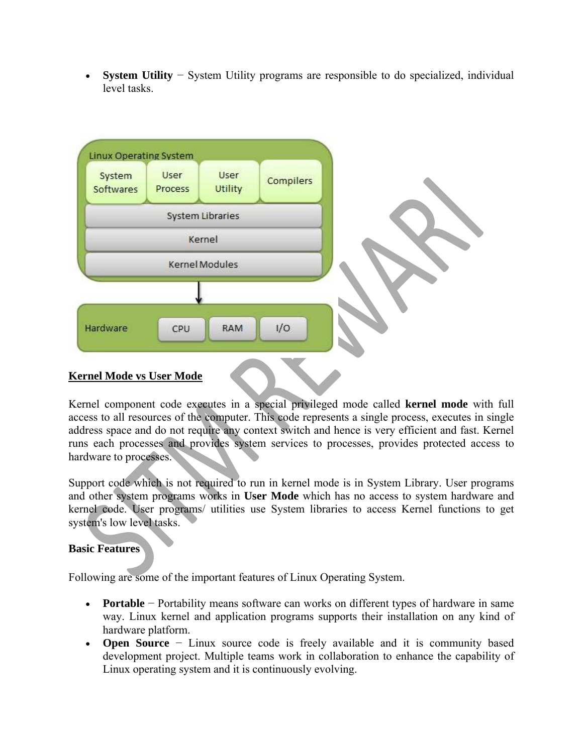- **System Utility** − System Utility programs are responsible to do specialized, individual level tasks.

## Kernel Mode vs User Mode

Kernel component code executes in a special privileged mode called **kernel mode** with full access to all resources of the computer. This code represents a single process, executes in single address space and do not require any context switch and hence is very efficient and fast. Kernel runs each processes and provides system services to processes, provides protected access to hardware to processes.

Support code which is not required to run in kernel mode is in System Library. User programs and other system programs works in **User Mode** which has no access to system hardware and kernel code. User programs/ utilities use System libraries to access Kernel functions to get system's low level tasks.

### Basic Features

Following are some of the important features of Linux Operating System.

- **Portable** − Portability means software can works on different types of hardware in same way. Linux kernel and application programs supports their installation on any kind of hardware platform.
- **Open Source** − Linux source code is freely available and it is community based development project. Multiple teams work in collaboration to enhance the capability of Linux operating system and it is continuously evolving.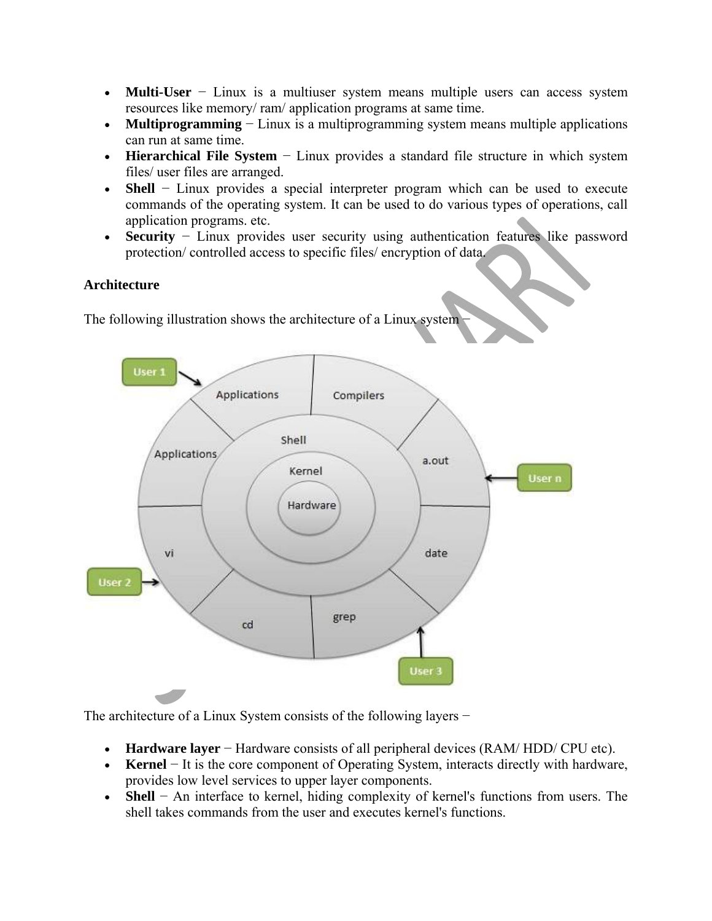- **Multi-User** − Linux is a multiuser system means multiple users can access system resources like memory/ ram/ application programs at same time.
- **Multiprogramming** − Linux is a multiprogramming system means multiple applications can run at same time.
- **Hierarchical File System** − Linux provides a standard file structure in which system files/ user files are arranged.
- **Shell** − Linux provides a special interpreter program which can be used to execute commands of the operating system. It can be used to do various types of operations, call application programs. etc.
- **Security** − Linux provides user security using authentication features like password protection/ controlled access to specific files/ encryption of data.

### Architecture

The following illustration shows the architecture of a Linux system −

The architecture of a Linux System consists of the following layers −

- **Hardware layer** − Hardware consists of all peripheral devices (RAM/ HDD/ CPU etc).
- **Kernel** − It is the core component of Operating System, interacts directly with hardware, provides low level services to upper layer components.
- **Shell** − An interface to kernel, hiding complexity of kernel's functions from users. The shell takes commands from the user and executes kernel's functions.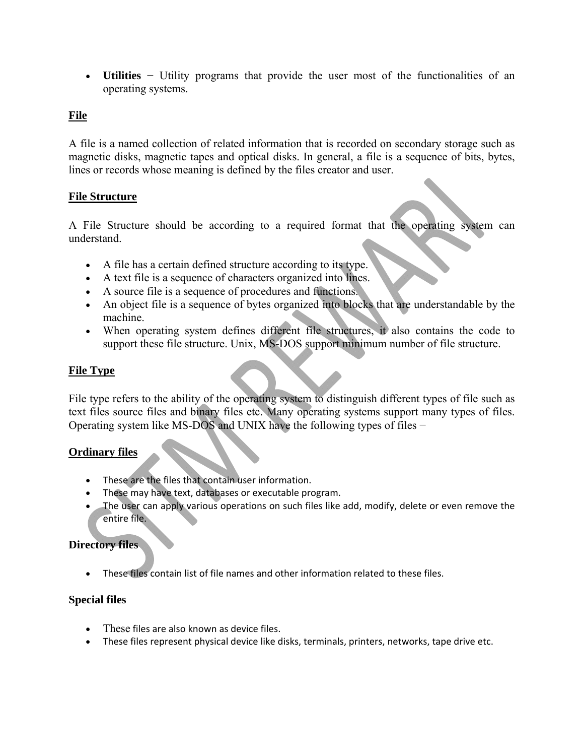- **Utilities** − Utility programs that provide the user most of the functionalities of an operating systems.

## File

A file is a named collection of related information that is recorded on secondary storage such as magnetic disks, magnetic tapes and optical disks. In general, a file is a sequence of bits, bytes, lines or records whose meaning is defined by the files creator and user.

## File Structure

A File Structure should be according to a required format that the operating system can understand.

- A file has a certain defined structure according to its type.
- A text file is a sequence of characters organized into lines.
- A source file is a sequence of procedures and functions.
- An object file is a sequence of bytes organized into blocks that are understandable by the machine.
- When operating system defines different file structures, it also contains the code to support these file structure. Unix, MS-DOS support minimum number of file structure.

## File Type

File type refers to the ability of the operating system to distinguish different types of file such as text files source files and binary files etc. Many operating systems support many types of files. Operating system like MS-DOS and UNIX have the following types of files −

### Ordinary files

- These are the files that contain user information.
- These may have text, databases or executable program.
- The user can apply various operations on such files like add, modify, delete or even remove the entire file.

### Directory files

- These files contain list of file names and other information related to these files.

### Special files

- These files are also known as device files.
- These files represent physical device like disks, terminals, printers, networks, tape drive etc.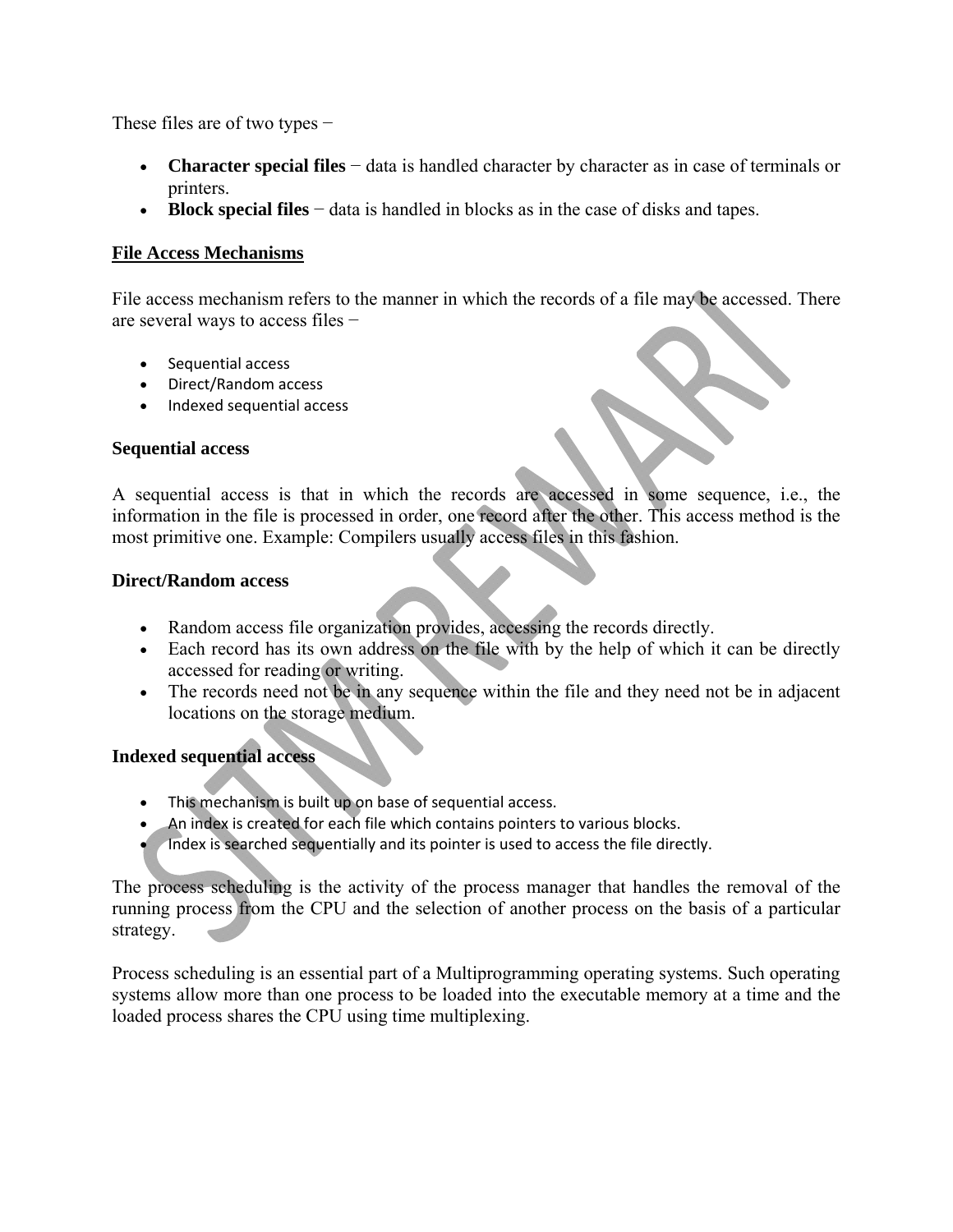These files are of two types −

- **Character special files** − data is handled character by character as in case of terminals or printers.
- **Block special files** − data is handled in blocks as in the case of disks and tapes.

## File Access Mechanisms

File access mechanism refers to the manner in which the records of a file may be accessed. There are several ways to access files −

- Sequential access
- Direct/Random access
- Indexed sequential access

### Sequential access

A sequential access is that in which the records are accessed in some sequence, i.e., the information in the file is processed in order, one record after the other. This access method is the most primitive one. Example: Compilers usually access files in this fashion.

### Direct/Random access

- Random access file organization provides, accessing the records directly.
- Each record has its own address on the file with by the help of which it can be directly accessed for reading or writing.
- The records need not be in any sequence within the file and they need not be in adjacent locations on the storage medium.

### Indexed sequential access

- This mechanism is built up on base of sequential access.
- An index is created for each file which contains pointers to various blocks.
- Index is searched sequentially and its pointer is used to access the file directly.

The process scheduling is the activity of the process manager that handles the removal of the running process from the CPU and the selection of another process on the basis of a particular strategy.

Process scheduling is an essential part of a Multiprogramming operating systems. Such operating systems allow more than one process to be loaded into the executable memory at a time and the loaded process shares the CPU using time multiplexing.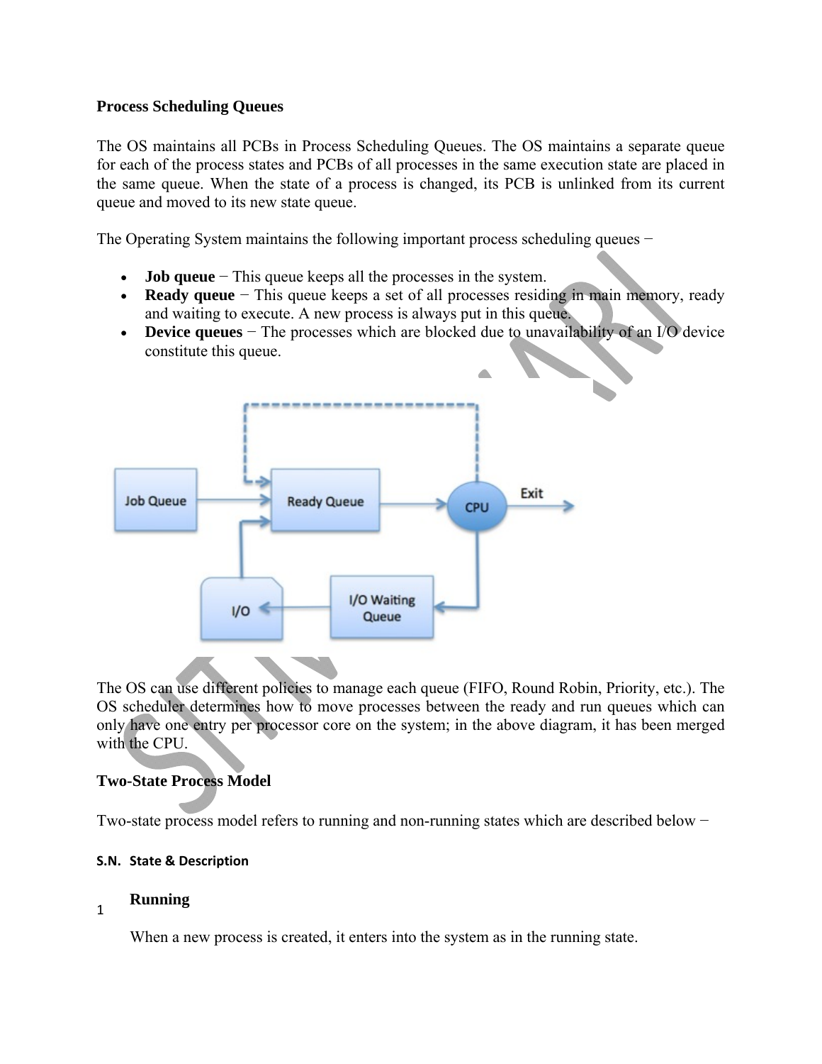### Process Scheduling Queues

The OS maintains all PCBs in Process Scheduling Queues. The OS maintains a separate queue for each of the process states and PCBs of all processes in the same execution state are placed in the same queue. When the state of a process is changed, its PCB is unlinked from its current queue and moved to its new state queue.

The Operating System maintains the following important process scheduling queues −

- **Job queue** − This queue keeps all the processes in the system.
- **Ready queue** − This queue keeps a set of all processes residing in main memory, ready and waiting to execute. A new process is always put in this queue.
- **Device queues** − The processes which are blocked due to unavailability of an I/O device constitute this queue.

The OS can use different policies to manage each queue (FIFO, Round Robin, Priority, etc.). The OS scheduler determines how to move processes between the ready and run queues which can only have one entry per processor core on the system; in the above diagram, it has been merged with the CPU.

### Two-State Process Model

Two-state process model refers to running and non-running states which are described below −

| S.N. | State & Description |
|---|---|
| 1 | **Running**<br><br>When a new process is created, it enters into the system as in the running state. |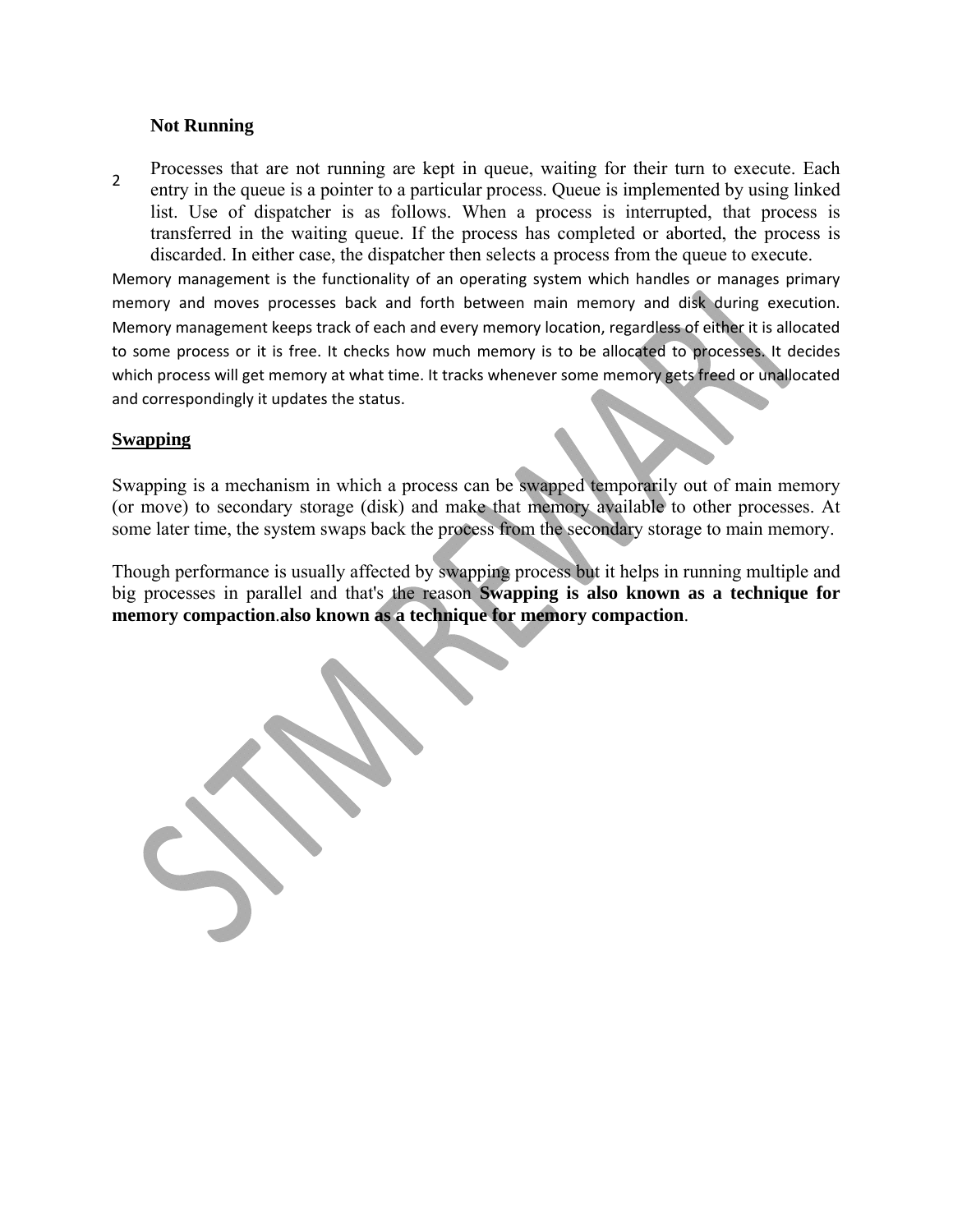**Not Running**

2 Processes that are not running are kept in queue, waiting for their turn to execute. Each entry in the queue is a pointer to a particular process. Queue is implemented by using linked list. Use of dispatcher is as follows. When a process is interrupted, that process is transferred in the waiting queue. If the process has completed or aborted, the process is discarded. In either case, the dispatcher then selects a process from the queue to execute.

Memory management is the functionality of an operating system which handles or manages primary memory and moves processes back and forth between main memory and disk during execution. Memory management keeps track of each and every memory location, regardless of either it is allocated to some process or it is free. It checks how much memory is to be allocated to processes. It decides which process will get memory at what time. It tracks whenever some memory gets freed or unallocated and correspondingly it updates the status.

## Swapping

Swapping is a mechanism in which a process can be swapped temporarily out of main memory (or move) to secondary storage (disk) and make that memory available to other processes. At some later time, the system swaps back the process from the secondary storage to main memory.

Though performance is usually affected by swapping process but it helps in running multiple and big processes in parallel and that's the reason **Swapping is also known as a technique for memory compaction**.**also known as a technique for memory compaction**.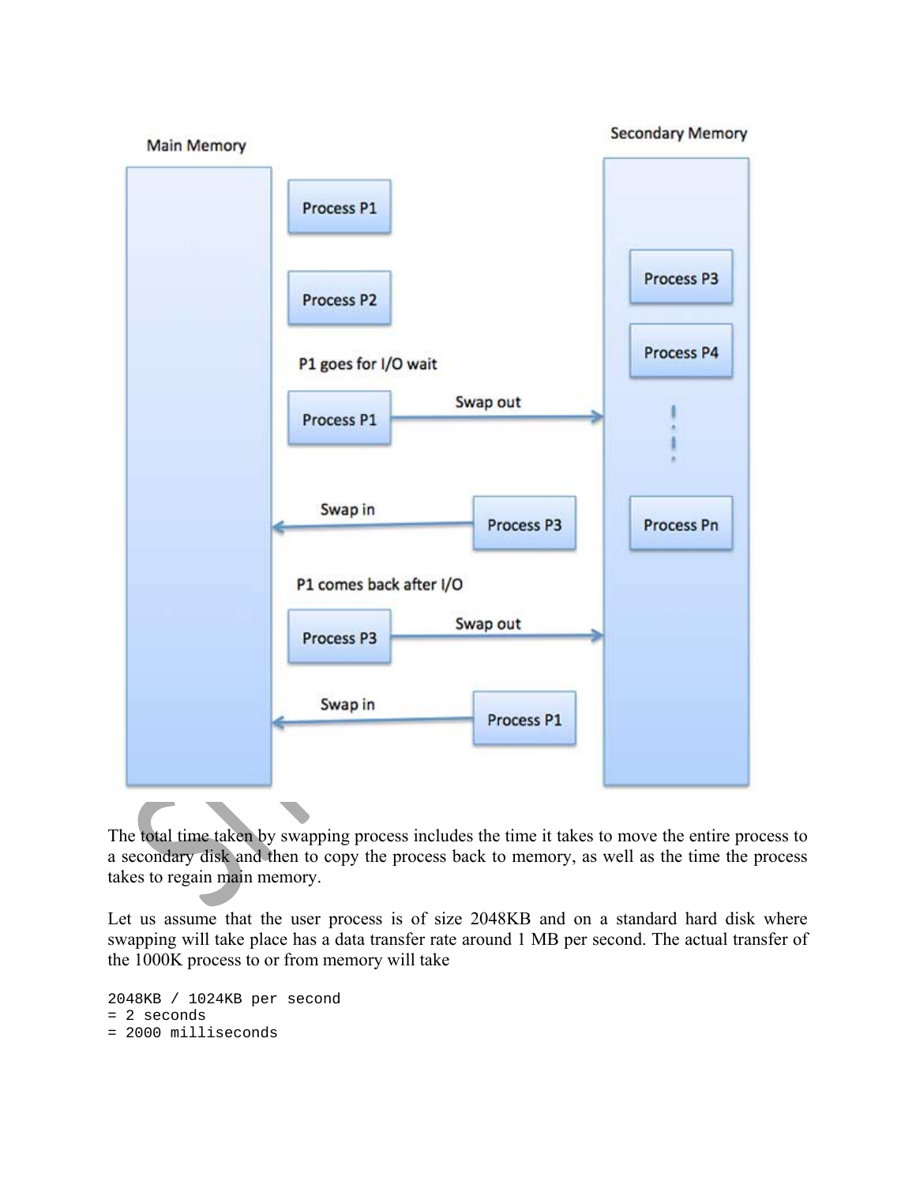The total time taken by swapping process includes the time it takes to move the entire process to a secondary disk and then to copy the process back to memory, as well as the time the process takes to regain main memory.

Let us assume that the user process is of size 2048KB and on a standard hard disk where swapping will take place has a data transfer rate around 1 MB per second. The actual transfer of the 1000K process to or from memory will take

```
2048KB / 1024KB per second
= 2 seconds
= 2000 milliseconds
```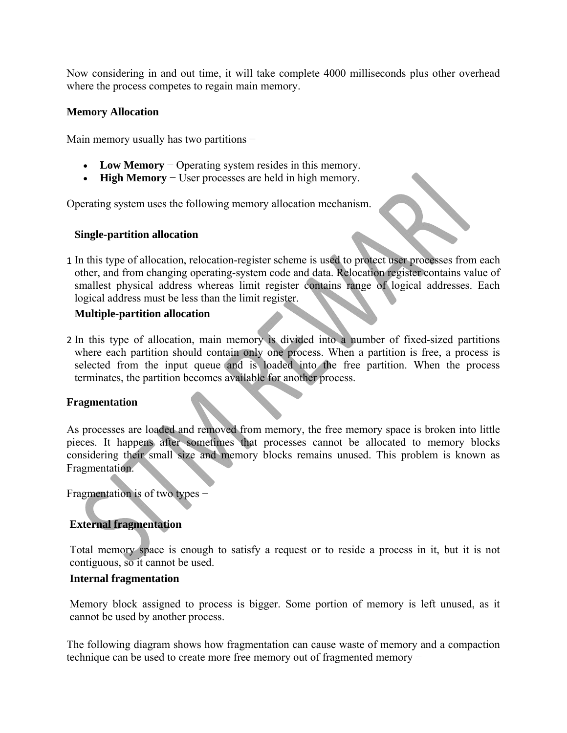Now considering in and out time, it will take complete 4000 milliseconds plus other overhead where the process competes to regain main memory.

**Memory Allocation**

Main memory usually has two partitions −

- **Low Memory** − Operating system resides in this memory.
- **High Memory** − User processes are held in high memory.

Operating system uses the following memory allocation mechanism.

1. **Single-partition allocation**

   In this type of allocation, relocation-register scheme is used to protect user processes from each other, and from changing operating-system code and data. Relocation register contains value of smallest physical address whereas limit register contains range of logical addresses. Each logical address must be less than the limit register.

2. **Multiple-partition allocation**

   In this type of allocation, main memory is divided into a number of fixed-sized partitions where each partition should contain only one process. When a partition is free, a process is selected from the input queue and is loaded into the free partition. When the process terminates, the partition becomes available for another process.

**Fragmentation**

As processes are loaded and removed from memory, the free memory space is broken into little pieces. It happens after sometimes that processes cannot be allocated to memory blocks considering their small size and memory blocks remains unused. This problem is known as Fragmentation.

Fragmentation is of two types −

**External fragmentation**

Total memory space is enough to satisfy a request or to reside a process in it, but it is not contiguous, so it cannot be used.

**Internal fragmentation**

Memory block assigned to process is bigger. Some portion of memory is left unused, as it cannot be used by another process.

The following diagram shows how fragmentation can cause waste of memory and a compaction technique can be used to create more free memory out of fragmented memory −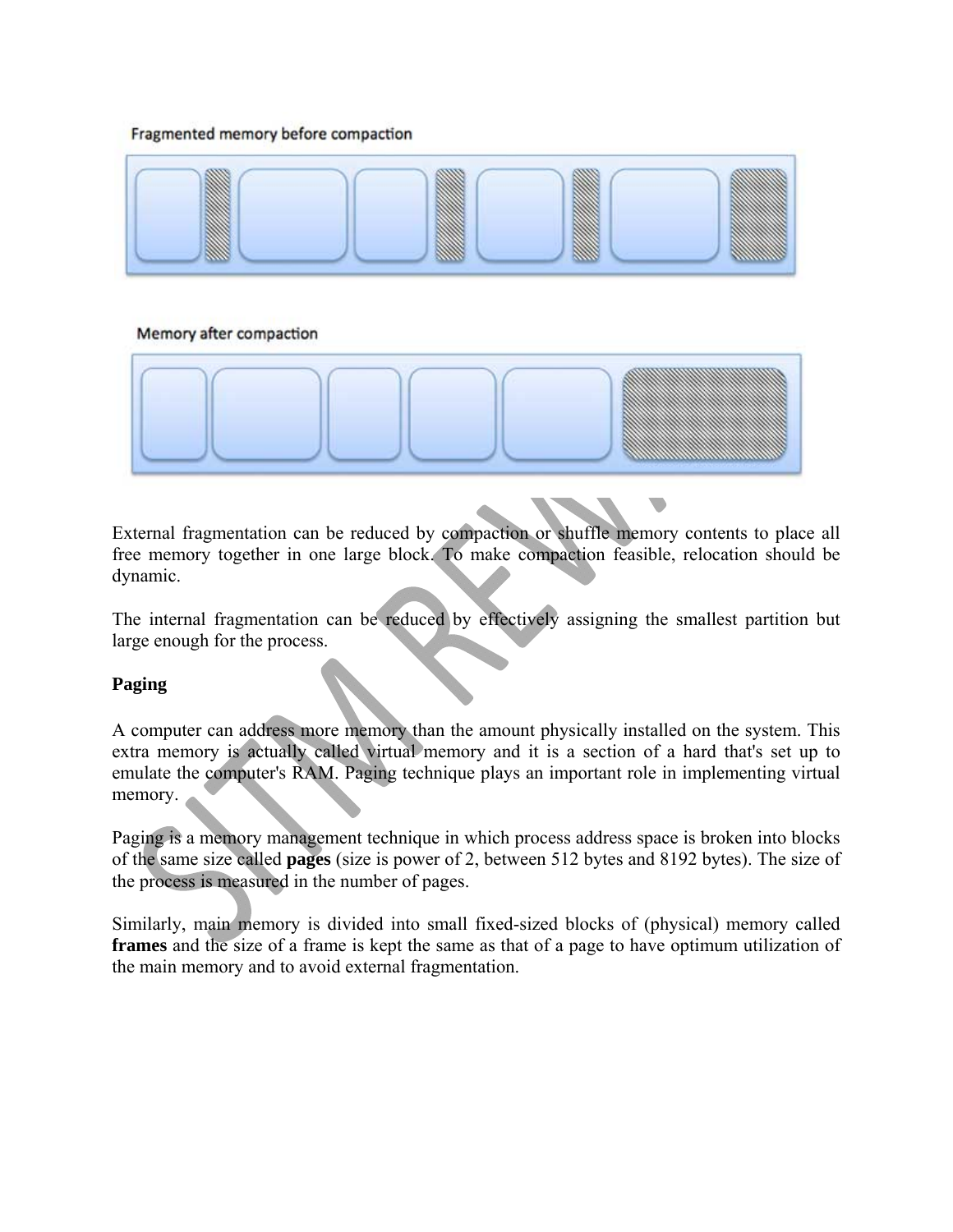Fragmented memory before compaction

Memory after compaction

External fragmentation can be reduced by compaction or shuffle memory contents to place all free memory together in one large block. To make compaction feasible, relocation should be dynamic.

The internal fragmentation can be reduced by effectively assigning the smallest partition but large enough for the process.

**Paging**

A computer can address more memory than the amount physically installed on the system. This extra memory is actually called virtual memory and it is a section of a hard that's set up to emulate the computer's RAM. Paging technique plays an important role in implementing virtual memory.

Paging is a memory management technique in which process address space is broken into blocks of the same size called **pages** (size is power of 2, between 512 bytes and 8192 bytes). The size of the process is measured in the number of pages.

Similarly, main memory is divided into small fixed-sized blocks of (physical) memory called **frames** and the size of a frame is kept the same as that of a page to have optimum utilization of the main memory and to avoid external fragmentation.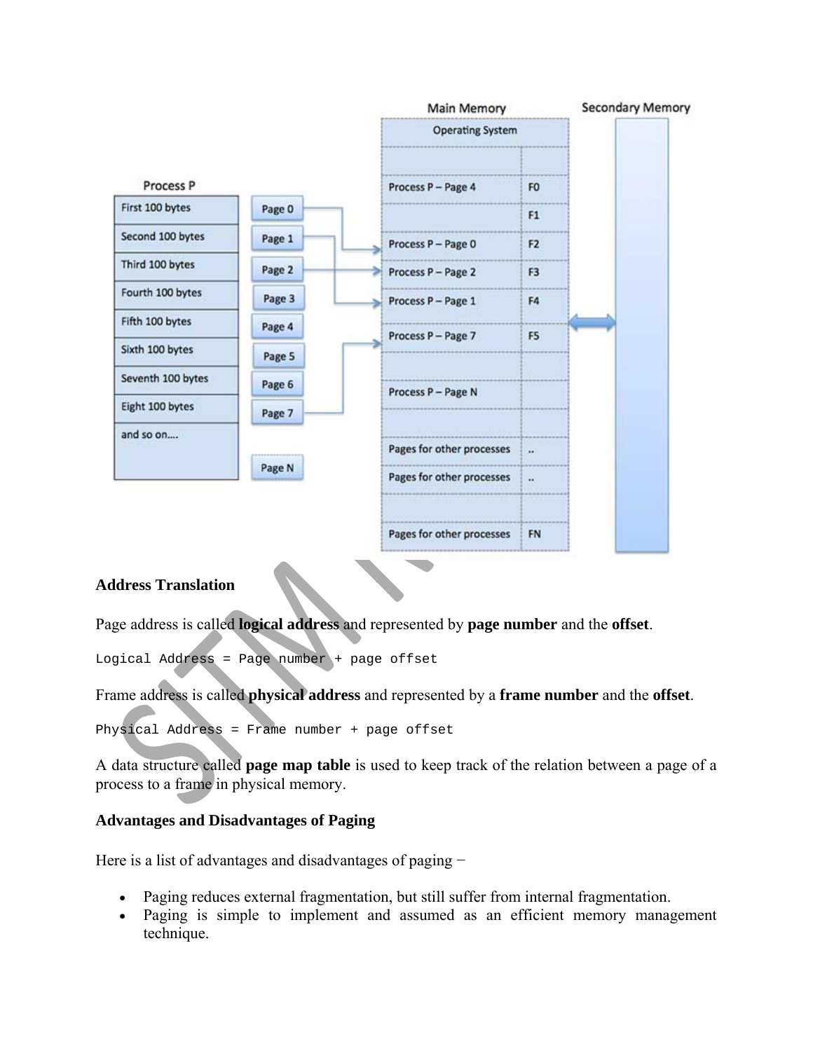### Address Translation

Page address is called **logical address** and represented by **page number** and the **offset**.

```
Logical Address = Page number + page offset
```

Frame address is called **physical address** and represented by a **frame number** and the **offset**.

```
Physical Address = Frame number + page offset
```

A data structure called **page map table** is used to keep track of the relation between a page of a process to a frame in physical memory.

### Advantages and Disadvantages of Paging

Here is a list of advantages and disadvantages of paging −

- Paging reduces external fragmentation, but still suffer from internal fragmentation.
- Paging is simple to implement and assumed as an efficient memory management technique.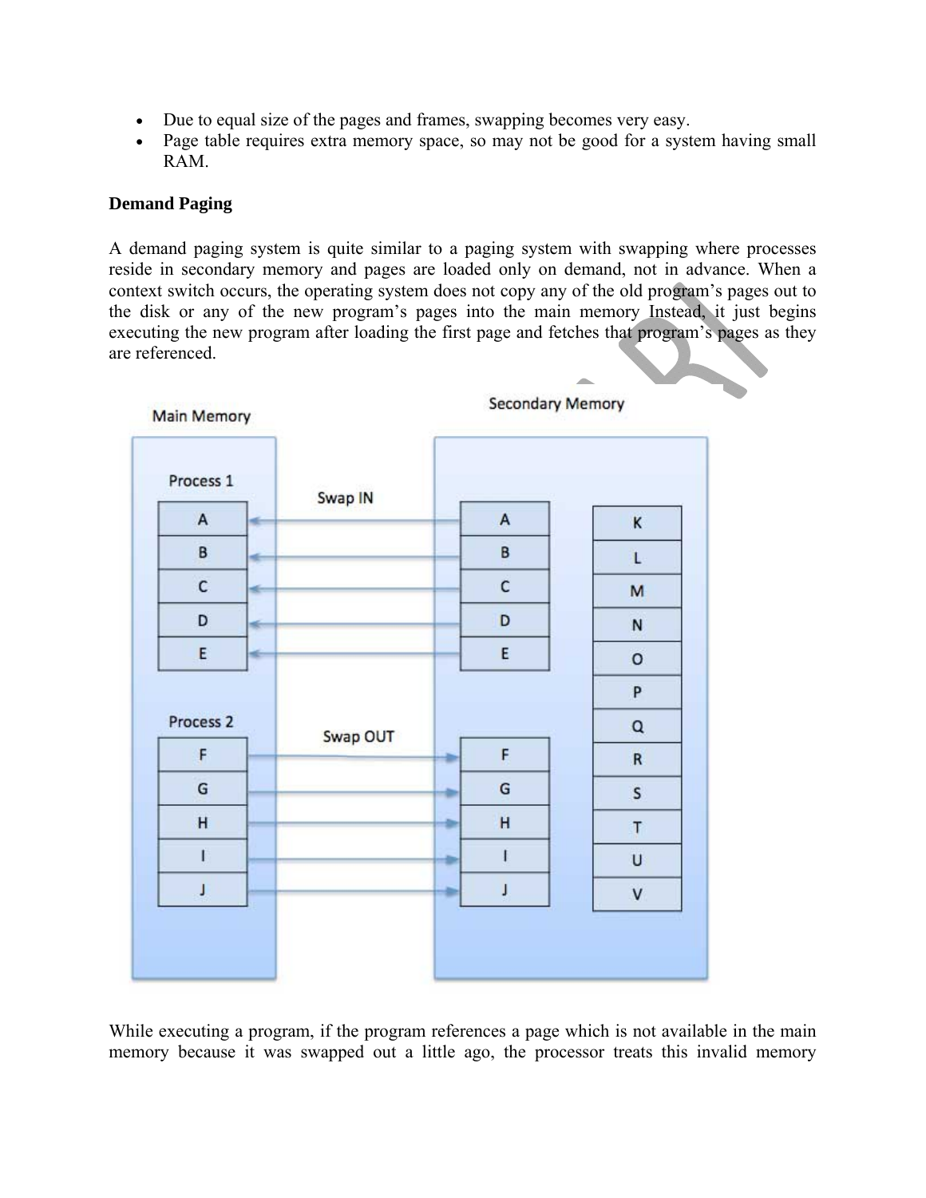- Due to equal size of the pages and frames, swapping becomes very easy.
- Page table requires extra memory space, so may not be good for a system having small RAM.

**Demand Paging**

A demand paging system is quite similar to a paging system with swapping where processes reside in secondary memory and pages are loaded only on demand, not in advance. When a context switch occurs, the operating system does not copy any of the old program's pages out to the disk or any of the new program's pages into the main memory Instead, it just begins executing the new program after loading the first page and fetches that program's pages as they are referenced.

While executing a program, if the program references a page which is not available in the main memory because it was swapped out a little ago, the processor treats this invalid memory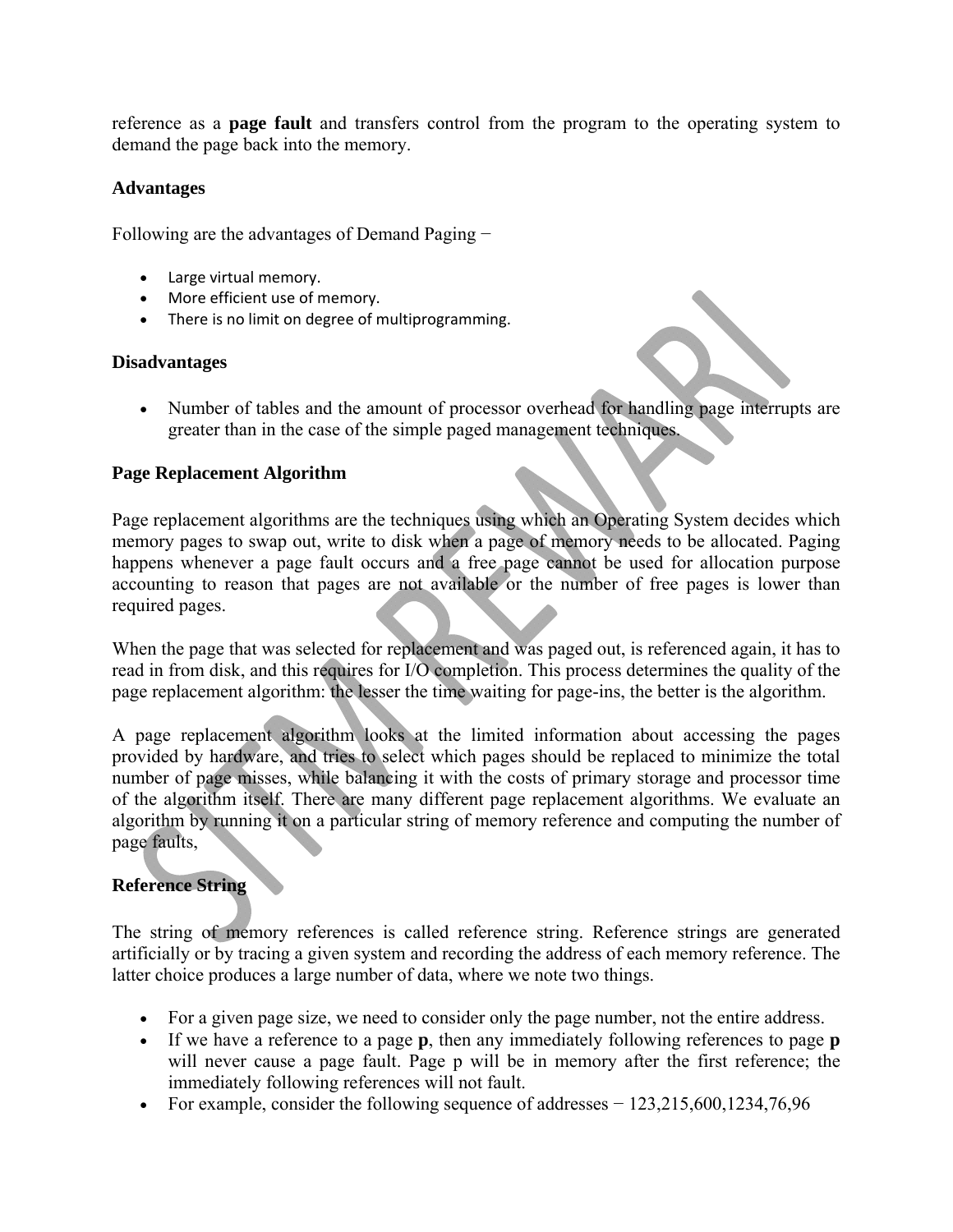reference as a **page fault** and transfers control from the program to the operating system to demand the page back into the memory.

### Advantages

Following are the advantages of Demand Paging −

- Large virtual memory.
- More efficient use of memory.
- There is no limit on degree of multiprogramming.

### Disadvantages

- Number of tables and the amount of processor overhead for handling page interrupts are greater than in the case of the simple paged management techniques.

### Page Replacement Algorithm

Page replacement algorithms are the techniques using which an Operating System decides which memory pages to swap out, write to disk when a page of memory needs to be allocated. Paging happens whenever a page fault occurs and a free page cannot be used for allocation purpose accounting to reason that pages are not available or the number of free pages is lower than required pages.

When the page that was selected for replacement and was paged out, is referenced again, it has to read in from disk, and this requires for I/O completion. This process determines the quality of the page replacement algorithm: the lesser the time waiting for page-ins, the better is the algorithm.

A page replacement algorithm looks at the limited information about accessing the pages provided by hardware, and tries to select which pages should be replaced to minimize the total number of page misses, while balancing it with the costs of primary storage and processor time of the algorithm itself. There are many different page replacement algorithms. We evaluate an algorithm by running it on a particular string of memory reference and computing the number of page faults,

### Reference String

The string of memory references is called reference string. Reference strings are generated artificially or by tracing a given system and recording the address of each memory reference. The latter choice produces a large number of data, where we note two things.

- For a given page size, we need to consider only the page number, not the entire address.
- If we have a reference to a page **p**, then any immediately following references to page **p** will never cause a page fault. Page p will be in memory after the first reference; the immediately following references will not fault.
- For example, consider the following sequence of addresses − 123,215,600,1234,76,96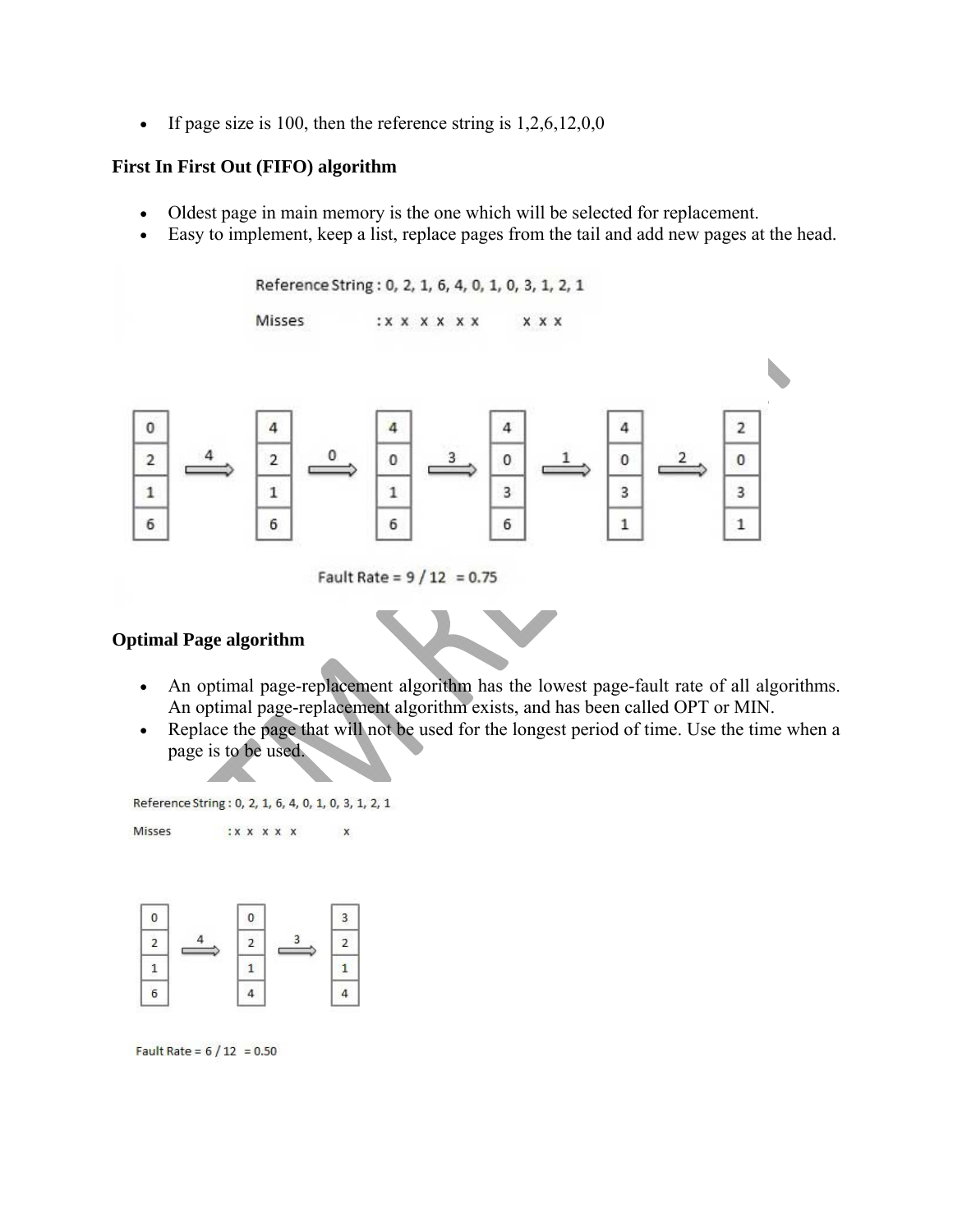- If page size is 100, then the reference string is 1,2,6,12,0,0

**First In First Out (FIFO) algorithm**

- Oldest page in main memory is the one which will be selected for replacement.
- Easy to implement, keep a list, replace pages from the tail and add new pages at the head.

Reference String : 0, 2, 1, 6, 4, 0, 1, 0, 3, 1, 2, 1

Misses :x x x x x x x x x

Fault Rate = 9 / 12 = 0.75

**Optimal Page algorithm**

- An optimal page-replacement algorithm has the lowest page-fault rate of all algorithms. An optimal page-replacement algorithm exists, and has been called OPT or MIN.
- Replace the page that will not be used for the longest period of time. Use the time when a page is to be used.

Reference String : 0, 2, 1, 6, 4, 0, 1, 0, 3, 1, 2, 1

Misses :x x x x x x

Fault Rate = 6 / 12 = 0.50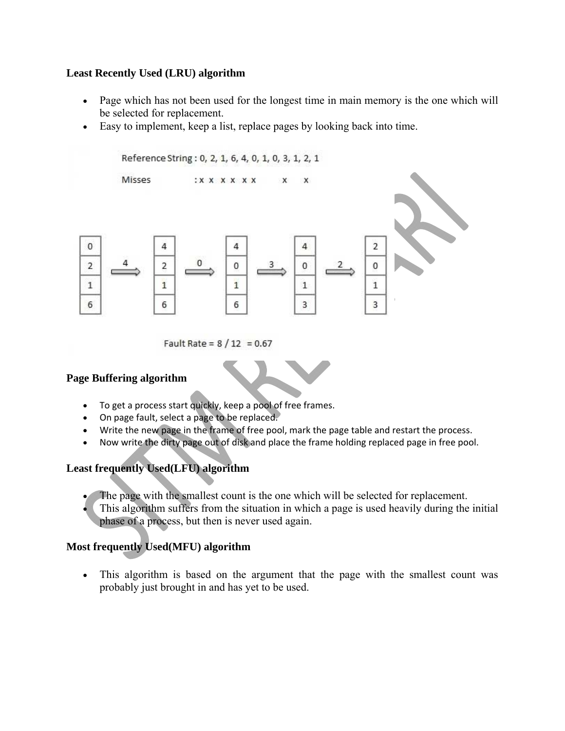**Least Recently Used (LRU) algorithm**

- Page which has not been used for the longest time in main memory is the one which will be selected for replacement.
- Easy to implement, keep a list, replace pages by looking back into time.

Reference String : 0, 2, 1, 6, 4, 0, 1, 0, 3, 1, 2, 1

Misses : x x x x x x x x

| 0 | → 4 → | 4 | → 0 → | 4 | → 3 → | 4 | → 2 → | 2 |
|---|---|---|---|---|---|---|---|---|
| 2 | | 2 | | 0 | | 0 | | 0 |
| 1 | | 1 | | 1 | | 1 | | 1 |
| 6 | | 6 | | 6 | | 3 | | 3 |

Fault Rate = 8 / 12 = 0.67

**Page Buffering algorithm**

- To get a process start quickly, keep a pool of free frames.
- On page fault, select a page to be replaced.
- Write the new page in the frame of free pool, mark the page table and restart the process.
- Now write the dirty page out of disk and place the frame holding replaced page in free pool.

**Least frequently Used(LFU) algorithm**

- The page with the smallest count is the one which will be selected for replacement.
- This algorithm suffers from the situation in which a page is used heavily during the initial phase of a process, but then is never used again.

**Most frequently Used(MFU) algorithm**

- This algorithm is based on the argument that the page with the smallest count was probably just brought in and has yet to be used.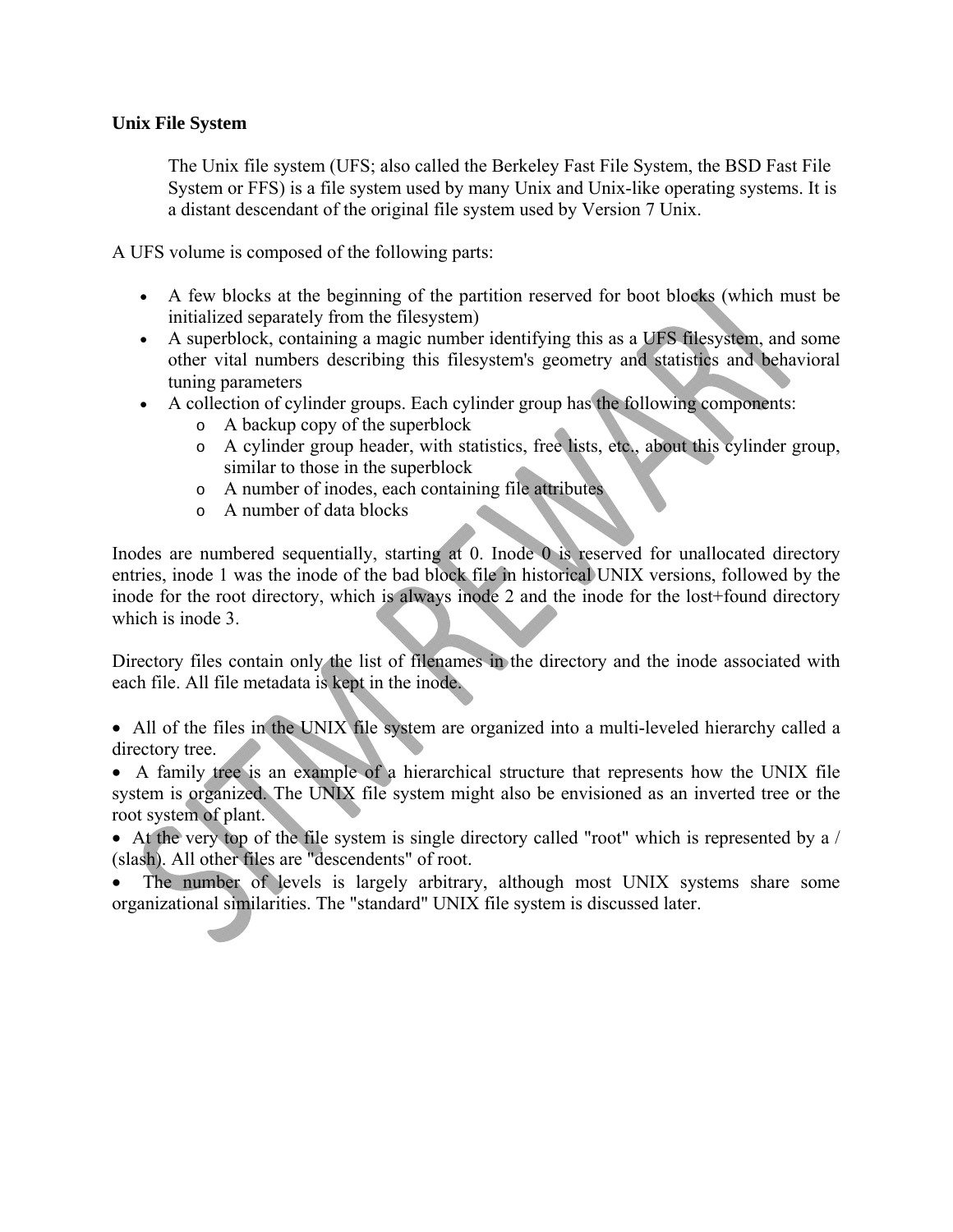**Unix File System**

> The Unix file system (UFS; also called the Berkeley Fast File System, the BSD Fast File System or FFS) is a file system used by many Unix and Unix-like operating systems. It is a distant descendant of the original file system used by Version 7 Unix.

A UFS volume is composed of the following parts:

- A few blocks at the beginning of the partition reserved for boot blocks (which must be initialized separately from the filesystem)
- A superblock, containing a magic number identifying this as a UFS filesystem, and some other vital numbers describing this filesystem's geometry and statistics and behavioral tuning parameters
- A collection of cylinder groups. Each cylinder group has the following components:
    - A backup copy of the superblock
    - A cylinder group header, with statistics, free lists, etc., about this cylinder group, similar to those in the superblock
    - A number of inodes, each containing file attributes
    - A number of data blocks

Inodes are numbered sequentially, starting at 0. Inode 0 is reserved for unallocated directory entries, inode 1 was the inode of the bad block file in historical UNIX versions, followed by the inode for the root directory, which is always inode 2 and the inode for the lost+found directory which is inode 3.

Directory files contain only the list of filenames in the directory and the inode associated with each file. All file metadata is kept in the inode.

- All of the files in the UNIX file system are organized into a multi-leveled hierarchy called a directory tree.
- A family tree is an example of a hierarchical structure that represents how the UNIX file system is organized. The UNIX file system might also be envisioned as an inverted tree or the root system of plant.
- At the very top of the file system is single directory called "root" which is represented by a / (slash). All other files are "descendents" of root.
- The number of levels is largely arbitrary, although most UNIX systems share some organizational similarities. The "standard" UNIX file system is discussed later.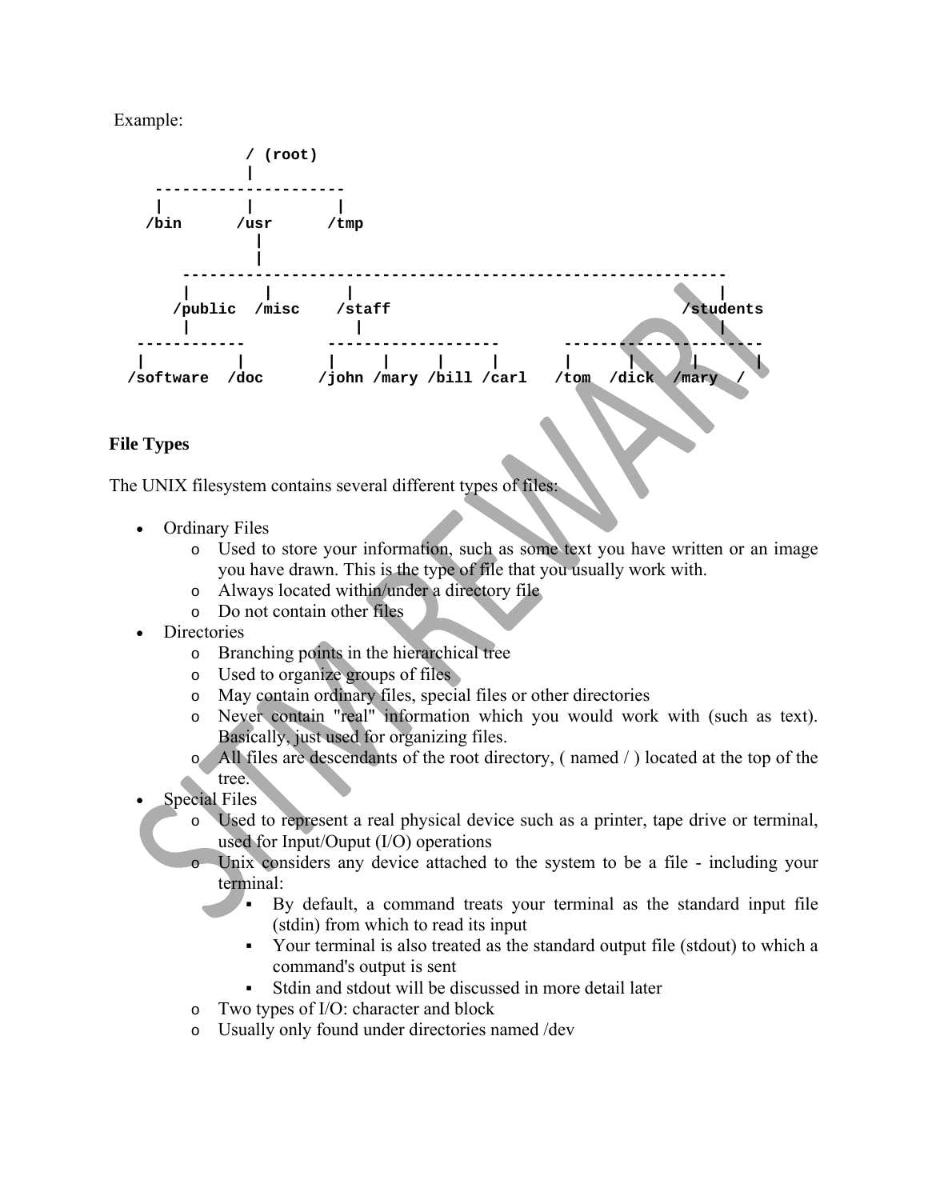Example:

```
              / (root)
              |
     --------------------
     |         |         |
   /bin      /usr      /tmp
                |
                |
        ------------------------------------------------------------
        |        |         |                                      |
      /public  /misc     /staff                               /students
        |                  |                                      |
  ------------        -------------------       ----------------------
  |          |        |     |     |     |       |      |      |      |
/software  /doc     /john /mary /bill /carl   /tom   /dick  /mary   /
```

**File Types**

The UNIX filesystem contains several different types of files:

- Ordinary Files
  - Used to store your information, such as some text you have written or an image you have drawn. This is the type of file that you usually work with.
  - Always located within/under a directory file
  - Do not contain other files
- Directories
  - Branching points in the hierarchical tree
  - Used to organize groups of files
  - May contain ordinary files, special files or other directories
  - Never contain "real" information which you would work with (such as text). Basically, just used for organizing files.
  - All files are descendants of the root directory, ( named / ) located at the top of the tree.
- Special Files
  - Used to represent a real physical device such as a printer, tape drive or terminal, used for Input/Ouput (I/O) operations
  - Unix considers any device attached to the system to be a file - including your terminal:
    - By default, a command treats your terminal as the standard input file (stdin) from which to read its input
    - Your terminal is also treated as the standard output file (stdout) to which a command's output is sent
    - Stdin and stdout will be discussed in more detail later
  - Two types of I/O: character and block
  - Usually only found under directories named /dev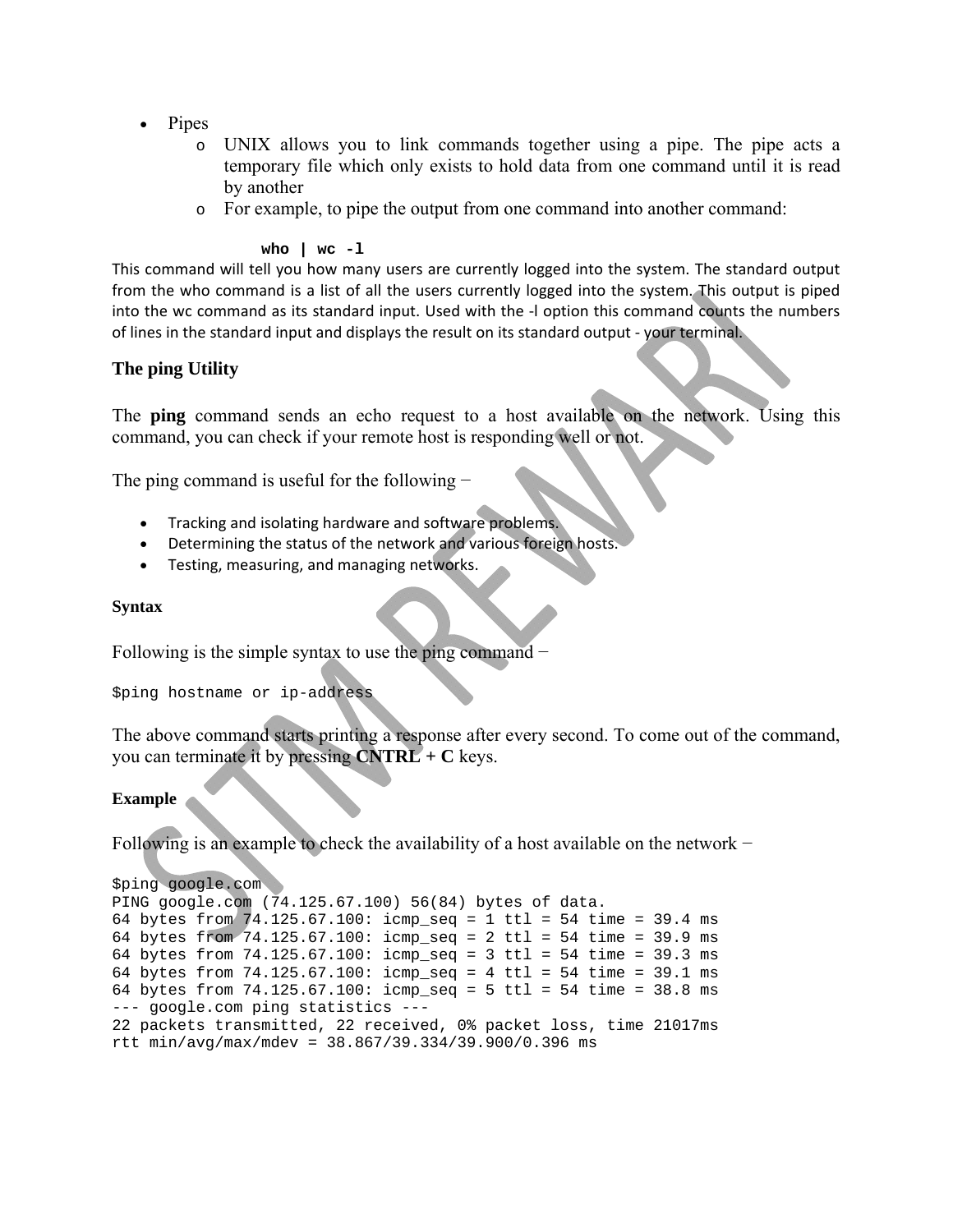- Pipes
  - UNIX allows you to link commands together using a pipe. The pipe acts a temporary file which only exists to hold data from one command until it is read by another
  - For example, to pipe the output from one command into another command:

```
who | wc -l
```

This command will tell you how many users are currently logged into the system. The standard output from the who command is a list of all the users currently logged into the system. This output is piped into the wc command as its standard input. Used with the -l option this command counts the numbers of lines in the standard input and displays the result on its standard output - your terminal.

### The ping Utility

The **ping** command sends an echo request to a host available on the network. Using this command, you can check if your remote host is responding well or not.

The ping command is useful for the following −

- Tracking and isolating hardware and software problems.
- Determining the status of the network and various foreign hosts.
- Testing, measuring, and managing networks.

#### Syntax

Following is the simple syntax to use the ping command −

```
$ping hostname or ip-address
```

The above command starts printing a response after every second. To come out of the command, you can terminate it by pressing **CNTRL + C** keys.

#### Example

Following is an example to check the availability of a host available on the network −

```
$ping google.com
PING google.com (74.125.67.100) 56(84) bytes of data.
64 bytes from 74.125.67.100: icmp_seq = 1 ttl = 54 time = 39.4 ms
64 bytes from 74.125.67.100: icmp_seq = 2 ttl = 54 time = 39.9 ms
64 bytes from 74.125.67.100: icmp_seq = 3 ttl = 54 time = 39.3 ms
64 bytes from 74.125.67.100: icmp_seq = 4 ttl = 54 time = 39.1 ms
64 bytes from 74.125.67.100: icmp_seq = 5 ttl = 54 time = 38.8 ms
--- google.com ping statistics ---
22 packets transmitted, 22 received, 0% packet loss, time 21017ms
rtt min/avg/max/mdev = 38.867/39.334/39.900/0.396 ms
```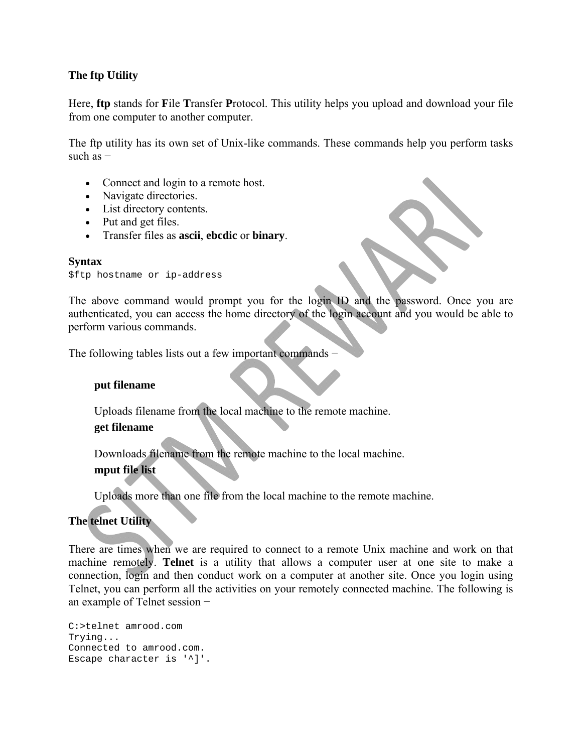### The ftp Utility

Here, **ftp** stands for **F**ile **T**ransfer **P**rotocol. This utility helps you upload and download your file from one computer to another computer.

The ftp utility has its own set of Unix-like commands. These commands help you perform tasks such as −

- Connect and login to a remote host.
- Navigate directories.
- List directory contents.
- Put and get files.
- Transfer files as **ascii**, **ebcdic** or **binary**.

**Syntax**

```
$ftp hostname or ip-address
```

The above command would prompt you for the login ID and the password. Once you are authenticated, you can access the home directory of the login account and you would be able to perform various commands.

The following tables lists out a few important commands −

**put filename**

Uploads filename from the local machine to the remote machine.

**get filename**

Downloads filename from the remote machine to the local machine.

**mput file list**

Uploads more than one file from the local machine to the remote machine.

### The telnet Utility

There are times when we are required to connect to a remote Unix machine and work on that machine remotely. **Telnet** is a utility that allows a computer user at one site to make a connection, login and then conduct work on a computer at another site. Once you login using Telnet, you can perform all the activities on your remotely connected machine. The following is an example of Telnet session −

```
C:>telnet amrood.com
Trying...
Connected to amrood.com.
Escape character is '^]'.
```